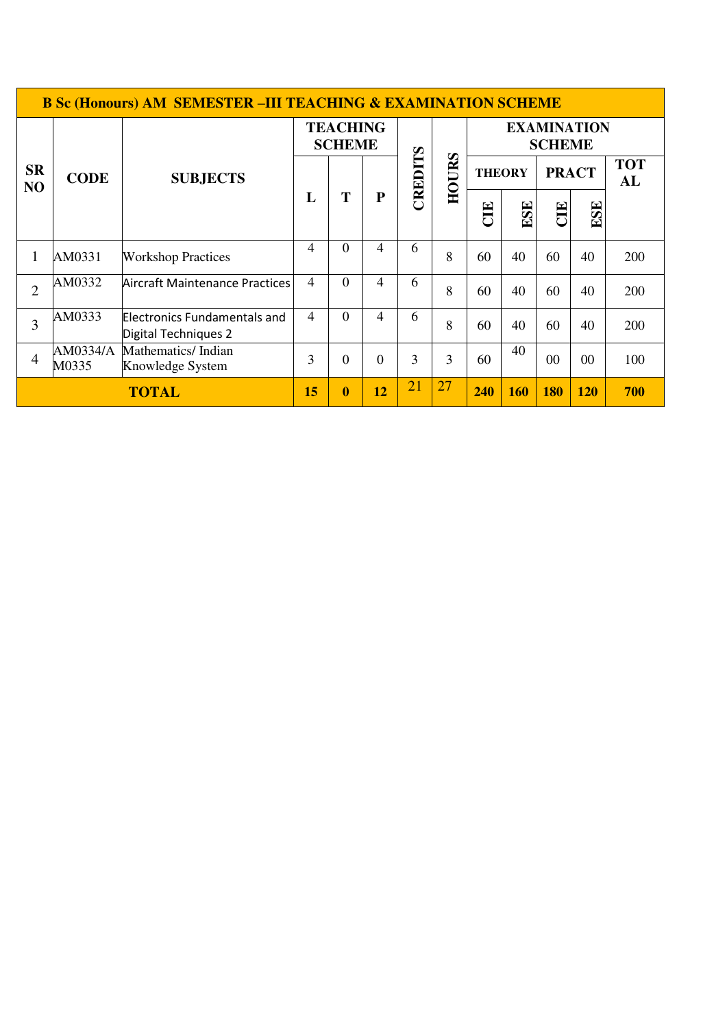| B Sc (Honours) AM SEMESTER –III TEACHING & EXAMINATION SCHEME | | | | | | | | | | | | | |
|---|---|---|---|---|---|---|---|---|---|---|---|---|---|
| SR NO | CODE | SUBJECTS | TEACHING SCHEME | | | CREDITS | HOURS | EXAMINATION SCHEME | | | | |
| | | | L | T | P | | | THEORY | | PRACT | | TOTAL |
| | | | | | | | | CIE | ESE | CIE | ESE | |
| 1 | AM0331 | Workshop Practices | 4 | 0 | 4 | 6 | 8 | 60 | 40 | 60 | 40 | 200 |
| 2 | AM0332 | Aircraft Maintenance Practices | 4 | 0 | 4 | 6 | 8 | 60 | 40 | 60 | 40 | 200 |
| 3 | AM0333 | Electronics Fundamentals and Digital Techniques 2 | 4 | 0 | 4 | 6 | 8 | 60 | 40 | 60 | 40 | 200 |
| 4 | AM0334/AM0335 | Mathematics/ Indian Knowledge System | 3 | 0 | 0 | 3 | 3 | 60 | 40 | 00 | 00 | 100 |
| **TOTAL** | | | **15** | **0** | **12** | 21 | 27 | **240** | **160** | **180** | **120** | **700** |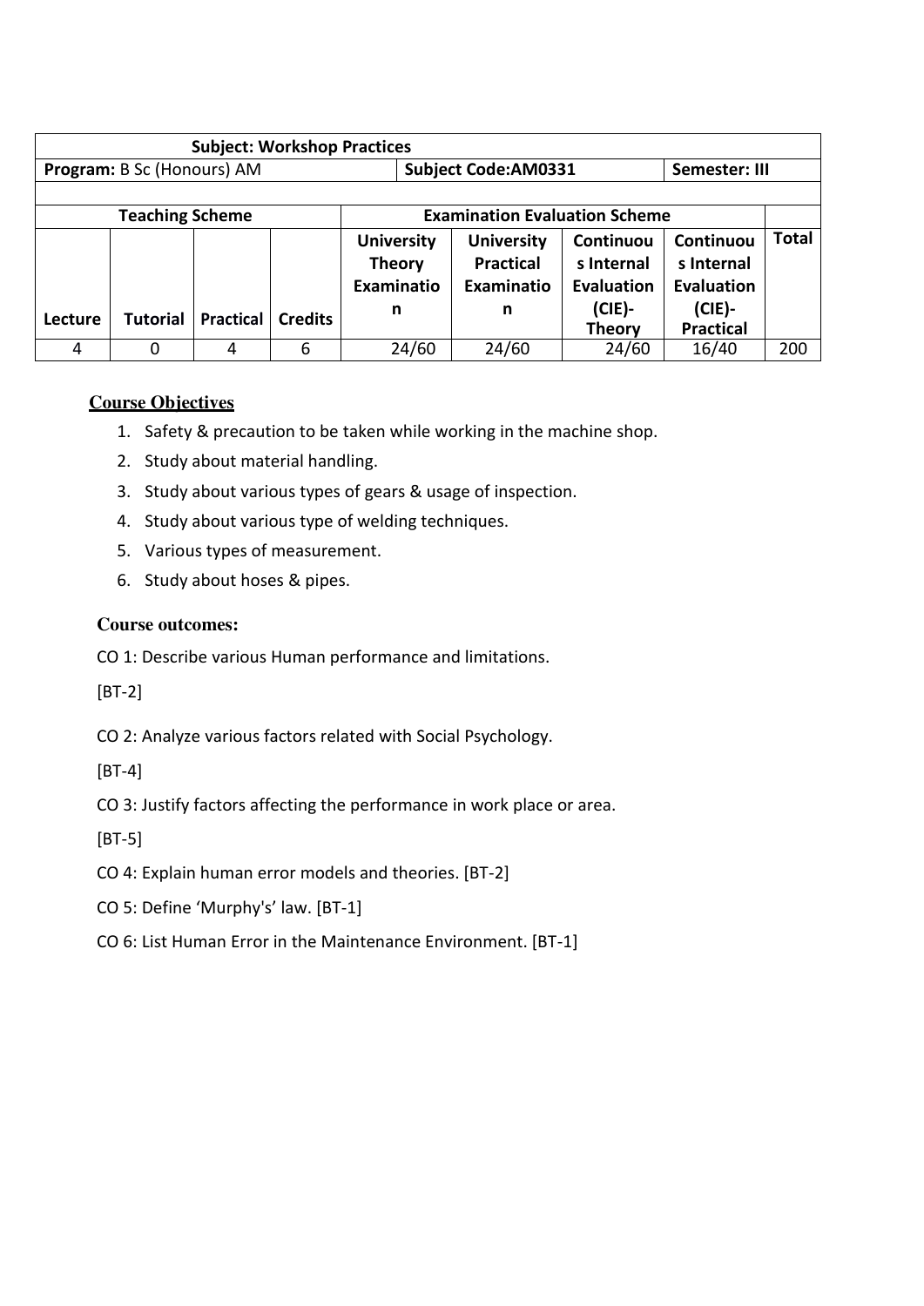| Subject: Workshop Practices | | | | | | | | |
|---|---|---|---|---|---|---|---|---|
| **Program:** B Sc (Honours) AM | | | | | **Subject Code:AM0331** | | **Semester: III** | |
| | | | | | | | | |
| **Teaching Scheme** | | | | **Examination Evaluation Scheme** | | | | |
| **Lecture** | **Tutorial** | **Practical** | **Credits** | **University Theory Examination** | **University Practical Examination** | **Continuous Internal Evaluation (CIE)- Theory** | **Continuous Internal Evaluation (CIE)- Practical** | **Total** |
| 4 | 0 | 4 | 6 | 24/60 | 24/60 | 24/60 | 16/40 | 200 |

**Course Objectives**

1. Safety & precaution to be taken while working in the machine shop.
2. Study about material handling.
3. Study about various types of gears & usage of inspection.
4. Study about various type of welding techniques.
5. Various types of measurement.
6. Study about hoses & pipes.

**Course outcomes:**

CO 1: Describe various Human performance and limitations.

[BT-2]

CO 2: Analyze various factors related with Social Psychology.

[BT-4]

CO 3: Justify factors affecting the performance in work place or area.

[BT-5]

CO 4: Explain human error models and theories. [BT-2]

CO 5: Define 'Murphy's' law. [BT-1]

CO 6: List Human Error in the Maintenance Environment. [BT-1]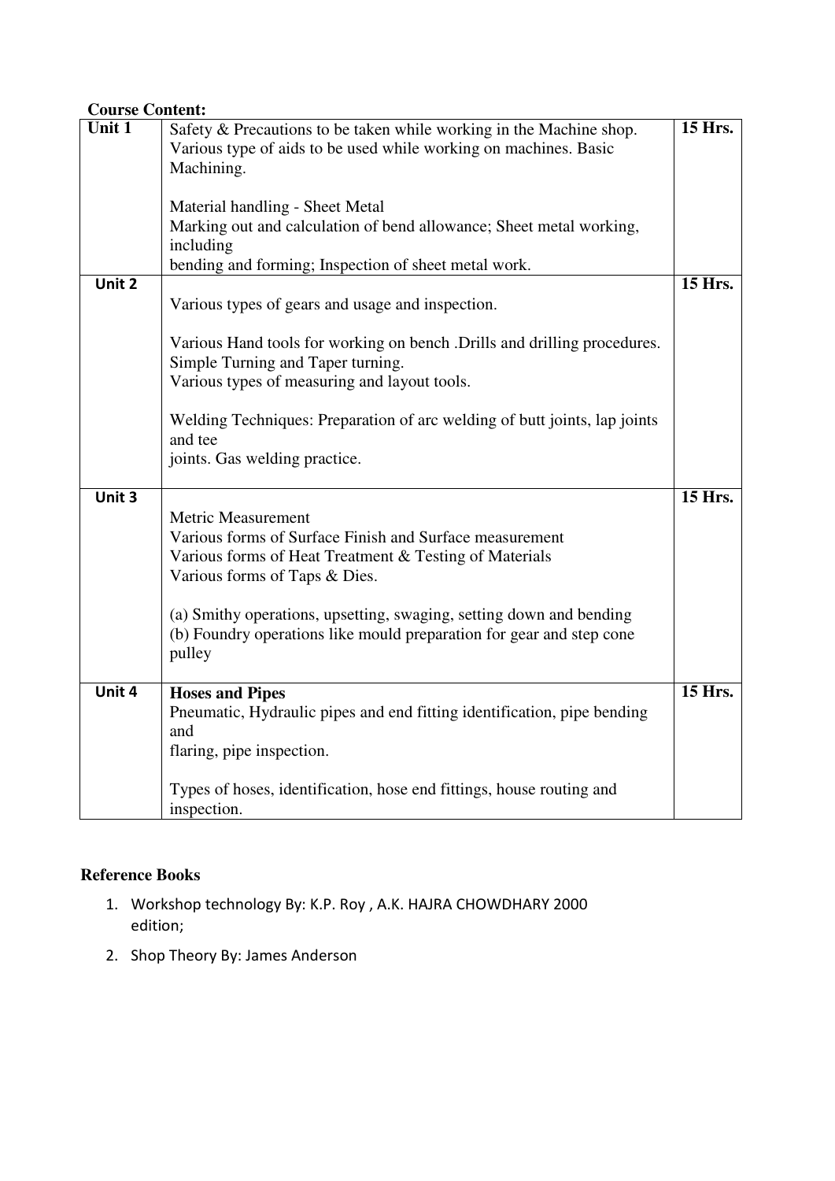**Course Content:**

| Unit 1 | Safety & Precautions to be taken while working in the Machine shop. Various type of aids to be used while working on machines. Basic Machining.<br><br>Material handling - Sheet Metal<br>Marking out and calculation of bend allowance; Sheet metal working, including<br>bending and forming; Inspection of sheet metal work. | 15 Hrs. |
|---|---|---|
| Unit 2 | Various types of gears and usage and inspection.<br><br>Various Hand tools for working on bench .Drills and drilling procedures.<br>Simple Turning and Taper turning.<br>Various types of measuring and layout tools.<br><br>Welding Techniques: Preparation of arc welding of butt joints, lap joints and tee<br>joints. Gas welding practice. | 15 Hrs. |
| Unit 3 | Metric Measurement<br>Various forms of Surface Finish and Surface measurement<br>Various forms of Heat Treatment & Testing of Materials<br>Various forms of Taps & Dies.<br><br>(a) Smithy operations, upsetting, swaging, setting down and bending<br>(b) Foundry operations like mould preparation for gear and step cone pulley | 15 Hrs. |
| Unit 4 | **Hoses and Pipes**<br>Pneumatic, Hydraulic pipes and end fitting identification, pipe bending and<br>flaring, pipe inspection.<br><br>Types of hoses, identification, hose end fittings, house routing and inspection. | 15 Hrs. |

**Reference Books**

1. Workshop technology By: K.P. Roy , A.K. HAJRA CHOWDHARY 2000 edition;
2. Shop Theory By: James Anderson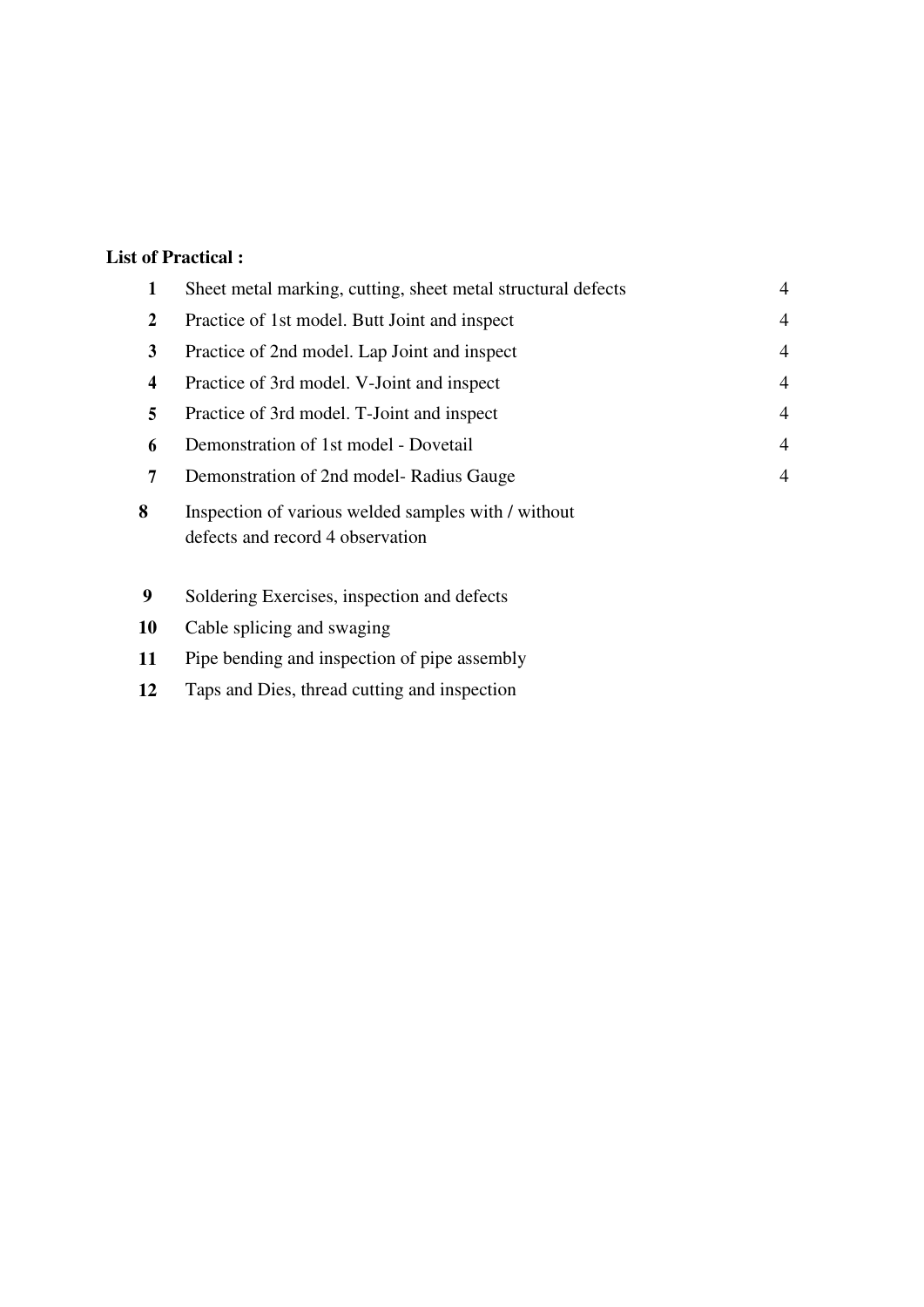**List of Practical :**

| | | |
|---|---|---|
| **1** | Sheet metal marking, cutting, sheet metal structural defects | 4 |
| **2** | Practice of 1st model. Butt Joint and inspect | 4 |
| **3** | Practice of 2nd model. Lap Joint and inspect | 4 |
| **4** | Practice of 3rd model. V-Joint and inspect | 4 |
| **5** | Practice of 3rd model. T-Joint and inspect | 4 |
| **6** | Demonstration of 1st model - Dovetail | 4 |
| **7** | Demonstration of 2nd model- Radius Gauge | 4 |
| **8** | Inspection of various welded samples with / without defects and record 4 observation | |
| **9** | Soldering Exercises, inspection and defects | |
| **10** | Cable splicing and swaging | |
| **11** | Pipe bending and inspection of pipe assembly | |
| **12** | Taps and Dies, thread cutting and inspection | |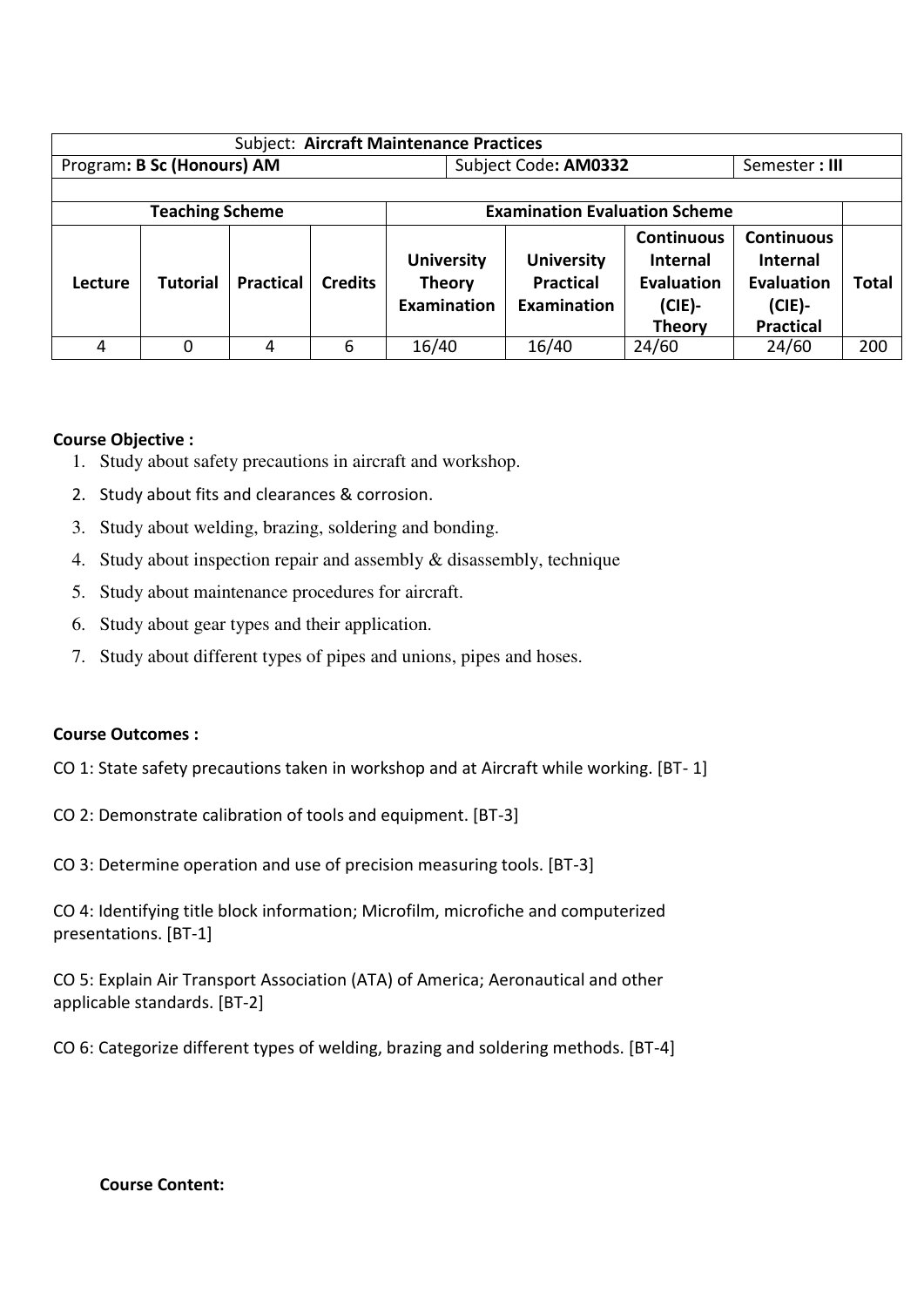| Subject: **Aircraft Maintenance Practices** | | | | | | | | |
|---|---|---|---|---|---|---|---|---|
| Program: **B Sc (Honours) AM** | | | | Subject Code: **AM0332** | | | Semester : **III** | |
| | | | | | | | | |
| **Teaching Scheme** | | | | **Examination Evaluation Scheme** | | | | |
| **Lecture** | **Tutorial** | **Practical** | **Credits** | **University Theory Examination** | **University Practical Examination** | **Continuous Internal Evaluation (CIE)- Theory** | **Continuous Internal Evaluation (CIE)- Practical** | **Total** |
| 4 | 0 | 4 | 6 | 16/40 | 16/40 | 24/60 | 24/60 | 200 |

**Course Objective :**

1. Study about safety precautions in aircraft and workshop.
2. Study about fits and clearances & corrosion.
3. Study about welding, brazing, soldering and bonding.
4. Study about inspection repair and assembly & disassembly, technique
5. Study about maintenance procedures for aircraft.
6. Study about gear types and their application.
7. Study about different types of pipes and unions, pipes and hoses.

**Course Outcomes :**

CO 1: State safety precautions taken in workshop and at Aircraft while working. [BT- 1]

CO 2: Demonstrate calibration of tools and equipment. [BT-3]

CO 3: Determine operation and use of precision measuring tools. [BT-3]

CO 4: Identifying title block information; Microfilm, microfiche and computerized presentations. [BT-1]

CO 5: Explain Air Transport Association (ATA) of America; Aeronautical and other applicable standards. [BT-2]

CO 6: Categorize different types of welding, brazing and soldering methods. [BT-4]

**Course Content:**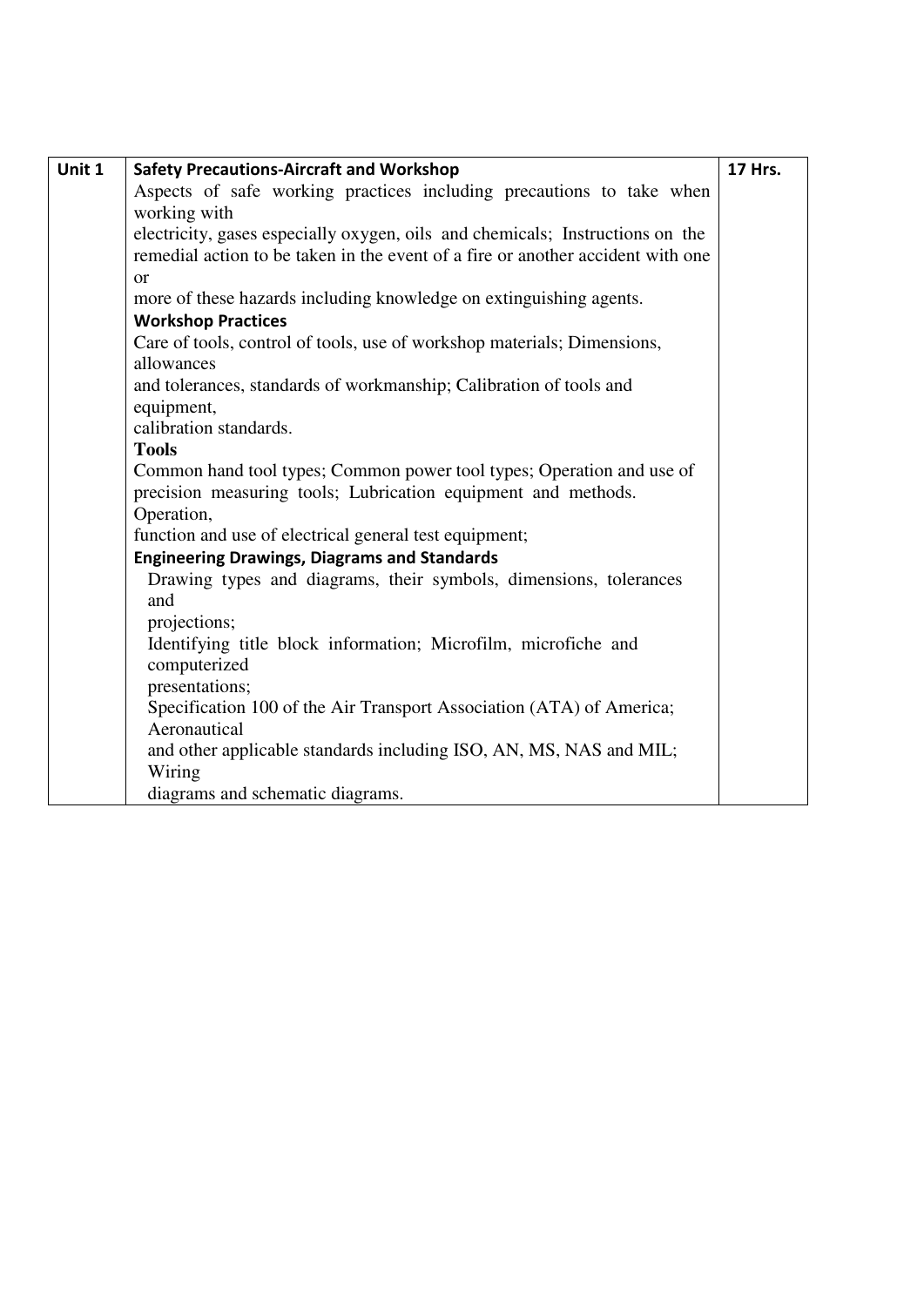| Unit 1 | **Safety Precautions-Aircraft and Workshop**<br>Aspects of safe working practices including precautions to take when working with electricity, gases especially oxygen, oils and chemicals; Instructions on the remedial action to be taken in the event of a fire or another accident with one or more of these hazards including knowledge on extinguishing agents.<br>**Workshop Practices**<br>Care of tools, control of tools, use of workshop materials; Dimensions, allowances and tolerances, standards of workmanship; Calibration of tools and equipment, calibration standards.<br>**Tools**<br>Common hand tool types; Common power tool types; Operation and use of precision measuring tools; Lubrication equipment and methods. Operation, function and use of electrical general test equipment;<br>**Engineering Drawings, Diagrams and Standards**<br>Drawing types and diagrams, their symbols, dimensions, tolerances and projections;<br>Identifying title block information; Microfilm, microfiche and computerized presentations;<br>Specification 100 of the Air Transport Association (ATA) of America; Aeronautical and other applicable standards including ISO, AN, MS, NAS and MIL; Wiring diagrams and schematic diagrams. | **17 Hrs.** |
|---|---|---|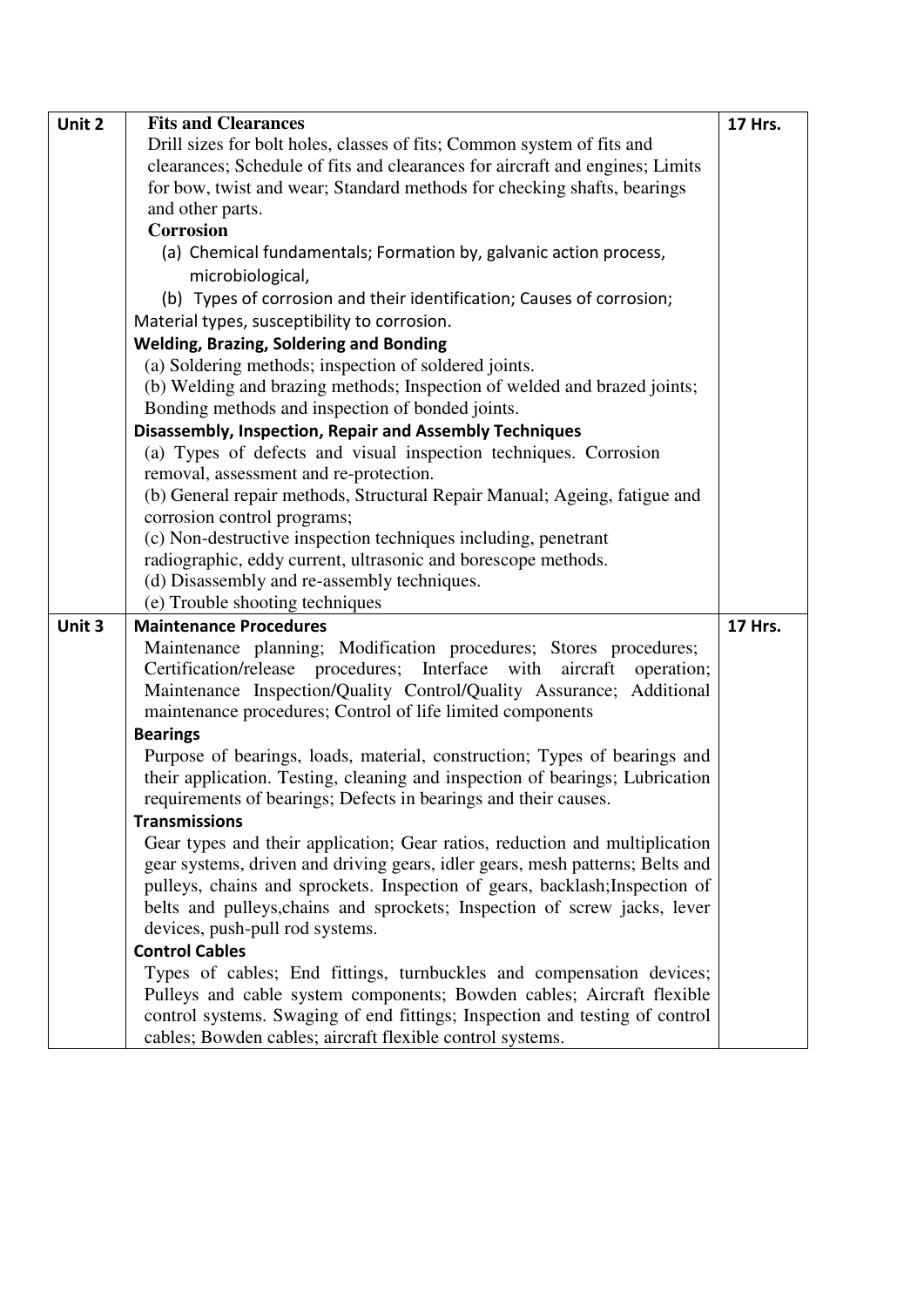| Unit 2 | **Fits and Clearances**<br>Drill sizes for bolt holes, classes of fits; Common system of fits and clearances; Schedule of fits and clearances for aircraft and engines; Limits for bow, twist and wear; Standard methods for checking shafts, bearings and other parts.<br>**Corrosion**<br>(a) Chemical fundamentals; Formation by, galvanic action process, microbiological,<br>(b) Types of corrosion and their identification; Causes of corrosion; Material types, susceptibility to corrosion.<br>**Welding, Brazing, Soldering and Bonding**<br>(a) Soldering methods; inspection of soldered joints.<br>(b) Welding and brazing methods; Inspection of welded and brazed joints; Bonding methods and inspection of bonded joints.<br>**Disassembly, Inspection, Repair and Assembly Techniques**<br>(a) Types of defects and visual inspection techniques. Corrosion removal, assessment and re-protection.<br>(b) General repair methods, Structural Repair Manual; Ageing, fatigue and corrosion control programs;<br>(c) Non-destructive inspection techniques including, penetrant radiographic, eddy current, ultrasonic and borescope methods.<br>(d) Disassembly and re-assembly techniques.<br>(e) Trouble shooting techniques | 17 Hrs. |
|---|---|---|
| Unit 3 | **Maintenance Procedures**<br>Maintenance planning; Modification procedures; Stores procedures; Certification/release procedures; Interface with aircraft operation; Maintenance Inspection/Quality Control/Quality Assurance; Additional maintenance procedures; Control of life limited components<br>**Bearings**<br>Purpose of bearings, loads, material, construction; Types of bearings and their application. Testing, cleaning and inspection of bearings; Lubrication requirements of bearings; Defects in bearings and their causes.<br>**Transmissions**<br>Gear types and their application; Gear ratios, reduction and multiplication gear systems, driven and driving gears, idler gears, mesh patterns; Belts and pulleys, chains and sprockets. Inspection of gears, backlash;Inspection of belts and pulleys,chains and sprockets; Inspection of screw jacks, lever devices, push-pull rod systems.<br>**Control Cables**<br>Types of cables; End fittings, turnbuckles and compensation devices; Pulleys and cable system components; Bowden cables; Aircraft flexible control systems. Swaging of end fittings; Inspection and testing of control cables; Bowden cables; aircraft flexible control systems. | 17 Hrs. |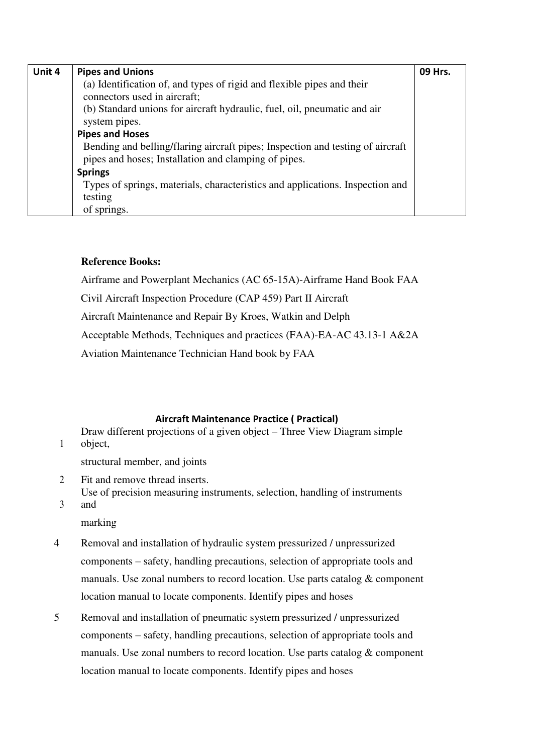| Unit 4 | **Pipes and Unions**<br>(a) Identification of, and types of rigid and flexible pipes and their connectors used in aircraft;<br>(b) Standard unions for aircraft hydraulic, fuel, oil, pneumatic and air system pipes.<br>**Pipes and Hoses**<br>Bending and belling/flaring aircraft pipes; Inspection and testing of aircraft pipes and hoses; Installation and clamping of pipes.<br>**Springs**<br>Types of springs, materials, characteristics and applications. Inspection and testing of springs. | 09 Hrs. |
|---|---|---|

**Reference Books:**

Airframe and Powerplant Mechanics (AC 65-15A)-Airframe Hand Book FAA

Civil Aircraft Inspection Procedure (CAP 459) Part II Aircraft

Aircraft Maintenance and Repair By Kroes, Watkin and Delph

Acceptable Methods, Techniques and practices (FAA)-EA-AC 43.13-1 A&2A

Aviation Maintenance Technician Hand book by FAA

**Aircraft Maintenance Practice ( Practical)**

1. Draw different projections of a given object – Three View Diagram simple object, structural member, and joints
2. Fit and remove thread inserts.
3. Use of precision measuring instruments, selection, handling of instruments and marking
4. Removal and installation of hydraulic system pressurized / unpressurized components – safety, handling precautions, selection of appropriate tools and manuals. Use zonal numbers to record location. Use parts catalog & component location manual to locate components. Identify pipes and hoses
5. Removal and installation of pneumatic system pressurized / unpressurized components – safety, handling precautions, selection of appropriate tools and manuals. Use zonal numbers to record location. Use parts catalog & component location manual to locate components. Identify pipes and hoses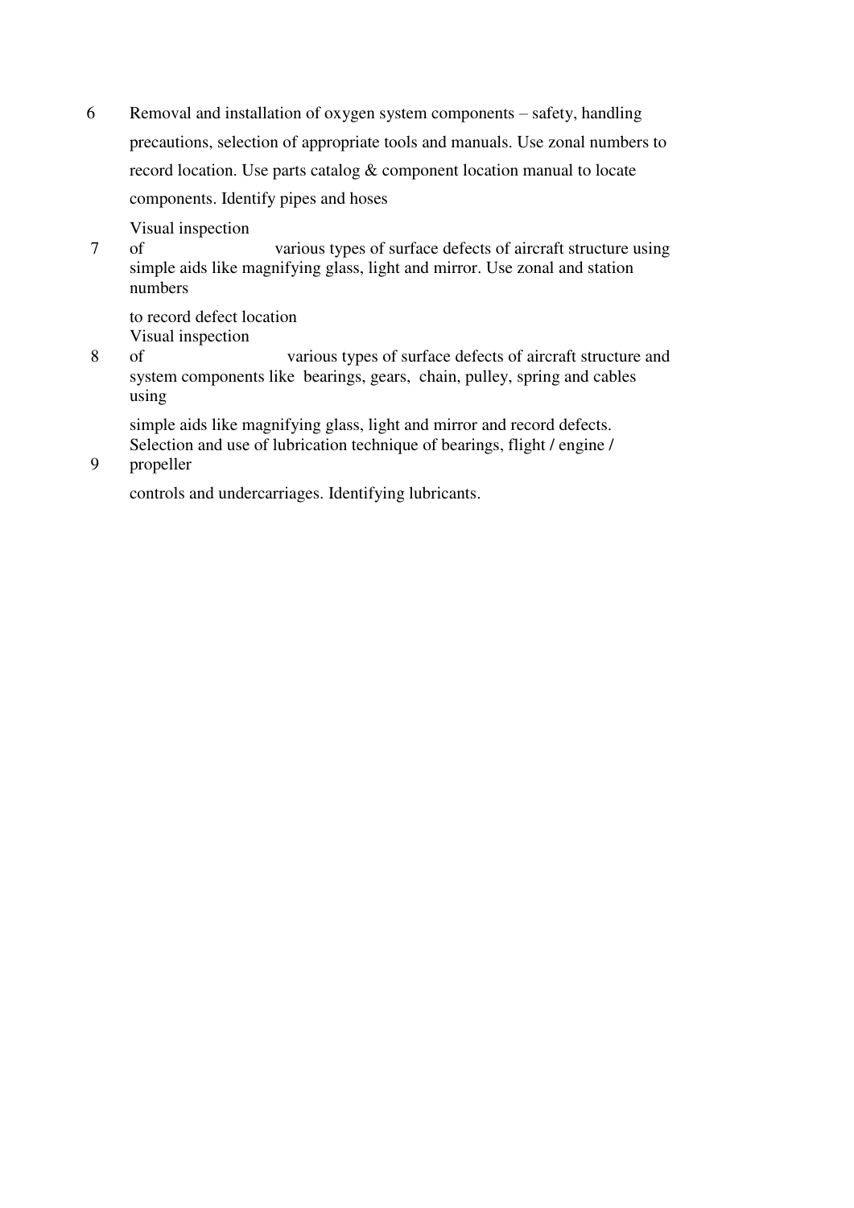| | |
|---|---|
| 6 | Removal and installation of oxygen system components – safety, handling precautions, selection of appropriate tools and manuals. Use zonal numbers to record location. Use parts catalog & component location manual to locate components. Identify pipes and hoses |
| 7 | Visual inspection of various types of surface defects of aircraft structure using simple aids like magnifying glass, light and mirror. Use zonal and station numbers to record defect location |
| 8 | Visual inspection of various types of surface defects of aircraft structure and system components like bearings, gears, chain, pulley, spring and cables using simple aids like magnifying glass, light and mirror and record defects. |
| 9 | Selection and use of lubrication technique of bearings, flight / engine / propeller controls and undercarriages. Identifying lubricants. |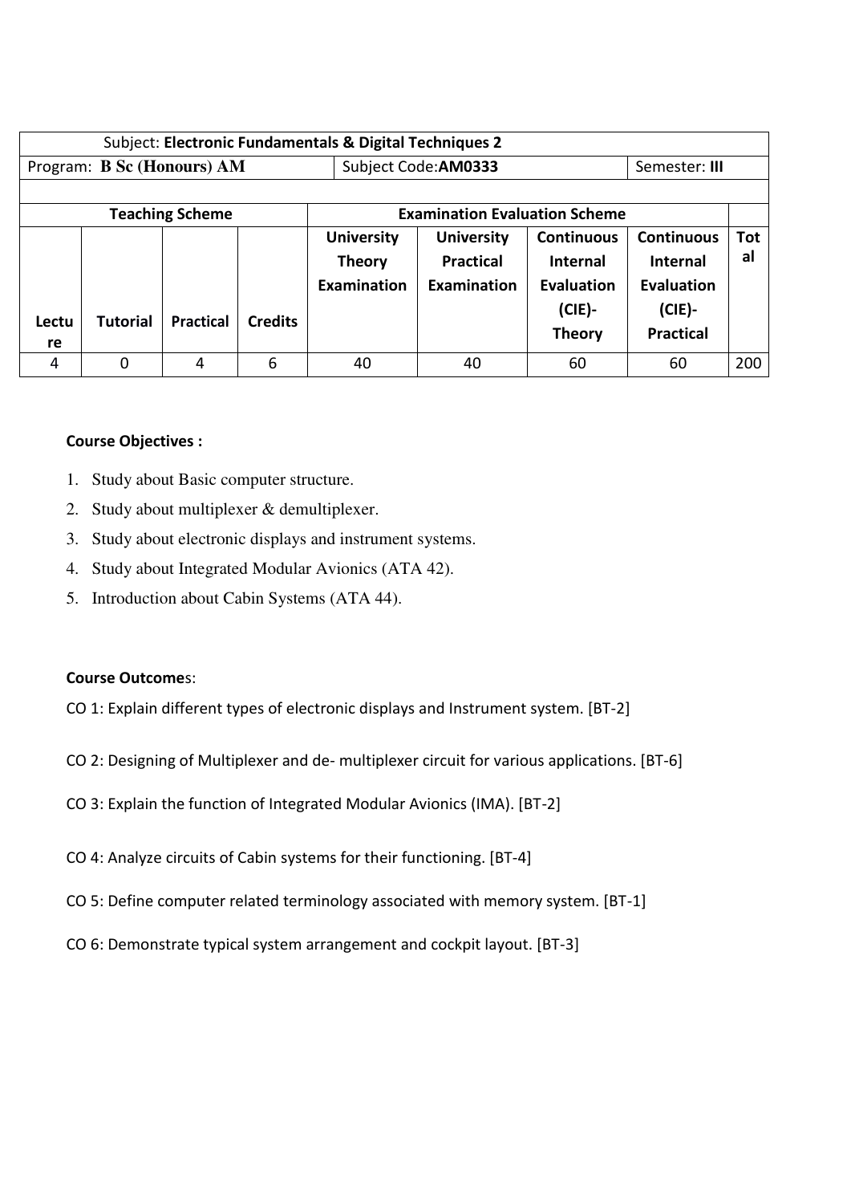| Subject: **Electronic Fundamentals & Digital Techniques 2** | | | | | | | | |
|---|---|---|---|---|---|---|---|---|
| Program: **B Sc (Honours) AM** | | | | Subject Code:**AM0333** | | | Semester: **III** | |
| | | | | | | | | |
| **Teaching Scheme** | | | | **Examination Evaluation Scheme** | | | | |
| **Lecture** | **Tutorial** | **Practical** | **Credits** | **University Theory Examination** | **University Practical Examination** | **Continuous Internal Evaluation (CIE)-Theory** | **Continuous Internal Evaluation (CIE)-Practical** | **Total** |
| 4 | 0 | 4 | 6 | 40 | 40 | 60 | 60 | 200 |

**Course Objectives :**

1. Study about Basic computer structure.
2. Study about multiplexer & demultiplexer.
3. Study about electronic displays and instrument systems.
4. Study about Integrated Modular Avionics (ATA 42).
5. Introduction about Cabin Systems (ATA 44).

**Course Outcome**s:

CO 1: Explain different types of electronic displays and Instrument system. [BT-2]

CO 2: Designing of Multiplexer and de- multiplexer circuit for various applications. [BT-6]

CO 3: Explain the function of Integrated Modular Avionics (IMA). [BT-2]

CO 4: Analyze circuits of Cabin systems for their functioning. [BT-4]

CO 5: Define computer related terminology associated with memory system. [BT-1]

CO 6: Demonstrate typical system arrangement and cockpit layout. [BT-3]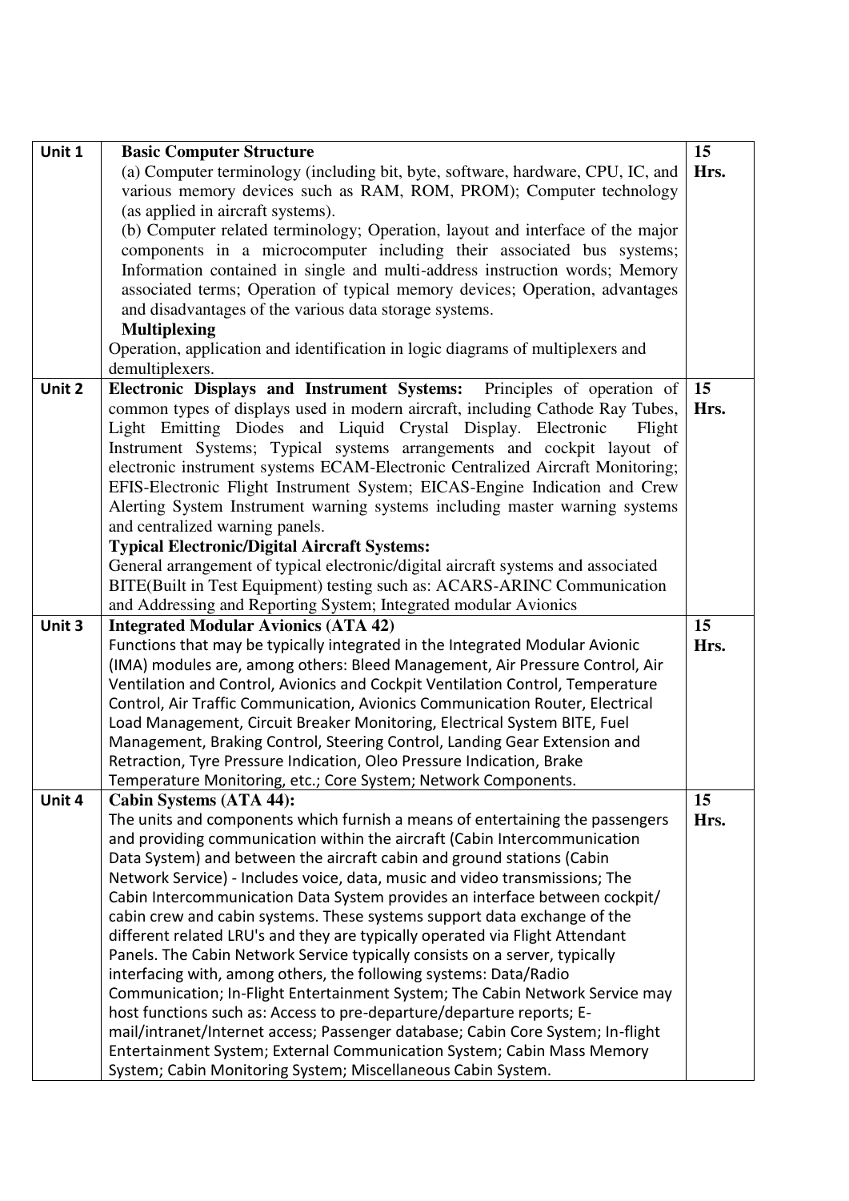| Unit | Content | Hrs |
|---|---|---|
| Unit 1 | **Basic Computer Structure**<br>(a) Computer terminology (including bit, byte, software, hardware, CPU, IC, and various memory devices such as RAM, ROM, PROM); Computer technology (as applied in aircraft systems).<br>(b) Computer related terminology; Operation, layout and interface of the major components in a microcomputer including their associated bus systems; Information contained in single and multi-address instruction words; Memory associated terms; Operation of typical memory devices; Operation, advantages and disadvantages of the various data storage systems.<br>**Multiplexing**<br>Operation, application and identification in logic diagrams of multiplexers and demultiplexers. | 15 Hrs. |
| Unit 2 | **Electronic Displays and Instrument Systems:** Principles of operation of common types of displays used in modern aircraft, including Cathode Ray Tubes, Light Emitting Diodes and Liquid Crystal Display. Electronic Flight Instrument Systems; Typical systems arrangements and cockpit layout of electronic instrument systems ECAM-Electronic Centralized Aircraft Monitoring; EFIS-Electronic Flight Instrument System; EICAS-Engine Indication and Crew Alerting System Instrument warning systems including master warning systems and centralized warning panels.<br>**Typical Electronic/Digital Aircraft Systems:**<br>General arrangement of typical electronic/digital aircraft systems and associated BITE(Built in Test Equipment) testing such as: ACARS-ARINC Communication and Addressing and Reporting System; Integrated modular Avionics | 15 Hrs. |
| Unit 3 | **Integrated Modular Avionics (ATA 42)**<br>Functions that may be typically integrated in the Integrated Modular Avionic (IMA) modules are, among others: Bleed Management, Air Pressure Control, Air Ventilation and Control, Avionics and Cockpit Ventilation Control, Temperature Control, Air Traffic Communication, Avionics Communication Router, Electrical Load Management, Circuit Breaker Monitoring, Electrical System BITE, Fuel Management, Braking Control, Steering Control, Landing Gear Extension and Retraction, Tyre Pressure Indication, Oleo Pressure Indication, Brake Temperature Monitoring, etc.; Core System; Network Components. | 15 Hrs. |
| Unit 4 | **Cabin Systems (ATA 44):**<br>The units and components which furnish a means of entertaining the passengers and providing communication within the aircraft (Cabin Intercommunication Data System) and between the aircraft cabin and ground stations (Cabin Network Service) - Includes voice, data, music and video transmissions; The Cabin Intercommunication Data System provides an interface between cockpit/ cabin crew and cabin systems. These systems support data exchange of the different related LRU's and they are typically operated via Flight Attendant Panels. The Cabin Network Service typically consists on a server, typically interfacing with, among others, the following systems: Data/Radio Communication; In-Flight Entertainment System; The Cabin Network Service may host functions such as: Access to pre-departure/departure reports; E-mail/intranet/Internet access; Passenger database; Cabin Core System; In-flight Entertainment System; External Communication System; Cabin Mass Memory System; Cabin Monitoring System; Miscellaneous Cabin System. | 15 Hrs. |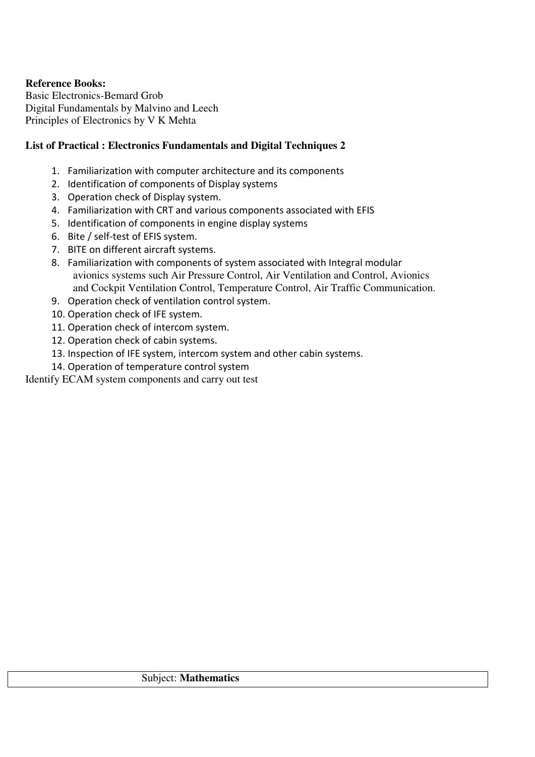**Reference Books:**
Basic Electronics-Bemard Grob
Digital Fundamentals by Malvino and Leech
Principles of Electronics by V K Mehta

**List of Practical : Electronics Fundamentals and Digital Techniques 2**

1. Familiarization with computer architecture and its components
2. Identification of components of Display systems
3. Operation check of Display system.
4. Familiarization with CRT and various components associated with EFIS
5. Identification of components in engine display systems
6. Bite / self-test of EFIS system.
7. BITE on different aircraft systems.
8. Familiarization with components of system associated with Integral modular avionics systems such Air Pressure Control, Air Ventilation and Control, Avionics and Cockpit Ventilation Control, Temperature Control, Air Traffic Communication.
9. Operation check of ventilation control system.
10. Operation check of IFE system.
11. Operation check of intercom system.
12. Operation check of cabin systems.
13. Inspection of IFE system, intercom system and other cabin systems.
14. Operation of temperature control system

Identify ECAM system components and carry out test

| Subject: **Mathematics** |
|---|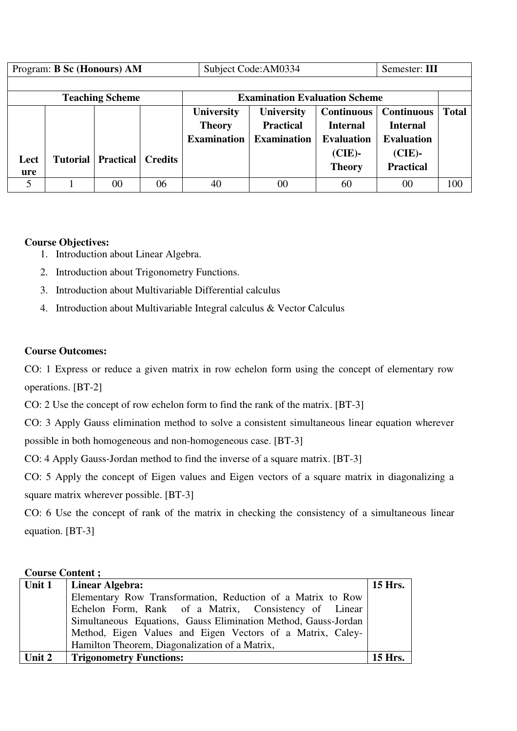| Program: **B Sc (Honours) AM** | | | | Subject Code:AM0334 | | | Semester: **III** | |
|---|---|---|---|---|---|---|---|---|
| | | | | | | | | |
| **Teaching Scheme** | | | | **Examination Evaluation Scheme** | | | | |
| **Lecture** | **Tutorial** | **Practical** | **Credits** | **University Theory Examination** | **University Practical Examination** | **Continuous Internal Evaluation (CIE)- Theory** | **Continuous Internal Evaluation (CIE)- Practical** | **Total** |
| 5 | 1 | 00 | 06 | 40 | 00 | 60 | 00 | 100 |

**Course Objectives:**

1. Introduction about Linear Algebra.
2. Introduction about Trigonometry Functions.
3. Introduction about Multivariable Differential calculus
4. Introduction about Multivariable Integral calculus & Vector Calculus

**Course Outcomes:**

CO: 1 Express or reduce a given matrix in row echelon form using the concept of elementary row operations. [BT-2]

CO: 2 Use the concept of row echelon form to find the rank of the matrix. [BT-3]

CO: 3 Apply Gauss elimination method to solve a consistent simultaneous linear equation wherever possible in both homogeneous and non-homogeneous case. [BT-3]

CO: 4 Apply Gauss-Jordan method to find the inverse of a square matrix. [BT-3]

CO: 5 Apply the concept of Eigen values and Eigen vectors of a square matrix in diagonalizing a square matrix wherever possible. [BT-3]

CO: 6 Use the concept of rank of the matrix in checking the consistency of a simultaneous linear equation. [BT-3]

**Course Content ;**

| Unit 1 | **Linear Algebra:** Elementary Row Transformation, Reduction of a Matrix to Row Echelon Form, Rank of a Matrix, Consistency of Linear Simultaneous Equations, Gauss Elimination Method, Gauss-Jordan Method, Eigen Values and Eigen Vectors of a Matrix, Caley-Hamilton Theorem, Diagonalization of a Matrix, | **15 Hrs.** |
|---|---|---|
| **Unit 2** | **Trigonometry Functions:** | **15 Hrs.** |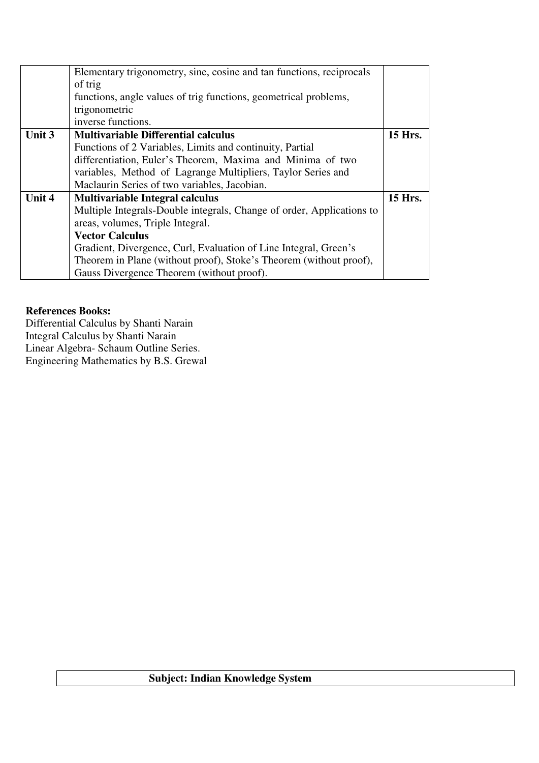| | | |
|---|---|---|
| | Elementary trigonometry, sine, cosine and tan functions, reciprocals of trig functions, angle values of trig functions, geometrical problems, trigonometric inverse functions. | |
| **Unit 3** | **Multivariable Differential calculus**<br>Functions of 2 Variables, Limits and continuity, Partial differentiation, Euler's Theorem, Maxima and Minima of two variables, Method of Lagrange Multipliers, Taylor Series and Maclaurin Series of two variables, Jacobian. | **15 Hrs.** |
| **Unit 4** | **Multivariable Integral calculus**<br>Multiple Integrals-Double integrals, Change of order, Applications to areas, volumes, Triple Integral.<br>**Vector Calculus**<br>Gradient, Divergence, Curl, Evaluation of Line Integral, Green's Theorem in Plane (without proof), Stoke's Theorem (without proof), Gauss Divergence Theorem (without proof). | **15 Hrs.** |

**References Books:**

Differential Calculus by Shanti Narain
Integral Calculus by Shanti Narain
Linear Algebra- Schaum Outline Series.
Engineering Mathematics by B.S. Grewal

| **Subject: Indian Knowledge System** |
|---|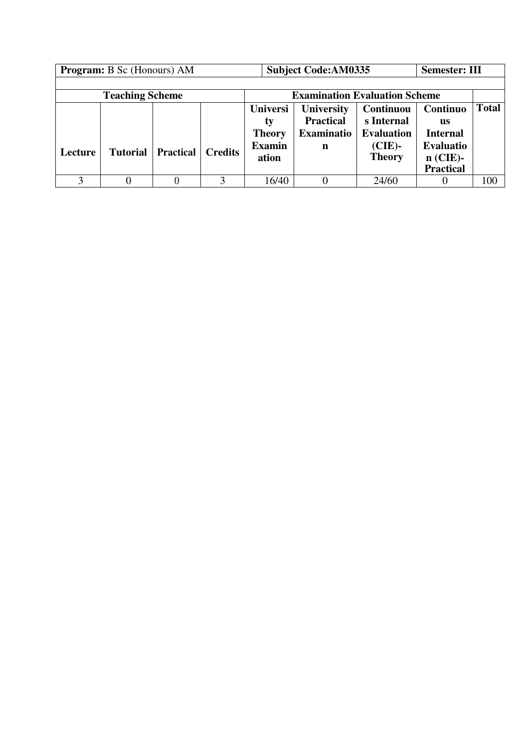| **Program:** B Sc (Honours) AM | | | | **Subject Code:AM0335** | | | **Semester: III** | |
|---|---|---|---|---|---|---|---|---|
| | | | | | | | | |
| **Teaching Scheme** | | | | **Examination Evaluation Scheme** | | | | |
| **Lecture** | **Tutorial** | **Practical** | **Credits** | **University Theory Examination** | **University Practical Examination** | **Continuous Internal Evaluation (CIE)- Theory** | **Continuous Internal Evaluation (CIE)- Practical** | **Total** |
| 3 | 0 | 0 | 3 | 16/40 | 0 | 24/60 | 0 | 100 |